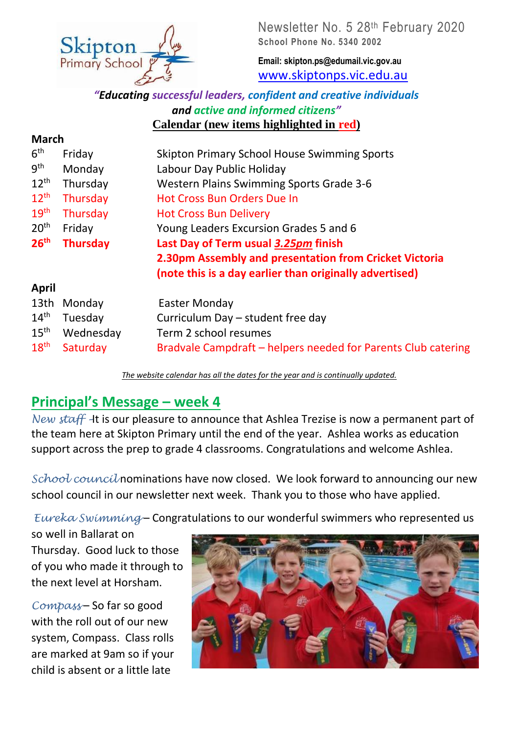Skipton Primary School

Newsletter No. 5 28th February 2020

**School Phone No. 5340 2002**

**Email: skipton.ps@edumail.vic.gov.au**

www.skiptonps.vic.edu.au

***"Educating successful leaders, confident and creative individuals and active and informed citizens"***

## Calendar (new items highlighted in red)

**March**

| | | |
|---|---|---|
| 6th | Friday | Skipton Primary School House Swimming Sports |
| 9th | Monday | Labour Day Public Holiday |
| 12th | Thursday | Western Plains Swimming Sports Grade 3-6 |
| 12th | Thursday | Hot Cross Bun Orders Due In |
| 19th | Thursday | Hot Cross Bun Delivery |
| 20th | Friday | Young Leaders Excursion Grades 5 and 6 |
| **26th** | **Thursday** | **Last Day of Term usual *3.25pm* finish** **2.30pm Assembly and presentation from Cricket Victoria** **(note this is a day earlier than originally advertised)** |

**April**

| | | |
|---|---|---|
| 13th | Monday | Easter Monday |
| 14th | Tuesday | Curriculum Day – student free day |
| 15th | Wednesday | Term 2 school resumes |
| 18th | Saturday | Bradvale Campdraft – helpers needed for Parents Club catering |

*The website calendar has all the dates for the year and is continually updated.*

## Principal's Message – week 4

*New staff* – It is our pleasure to announce that Ashlea Trezise is now a permanent part of the team here at Skipton Primary until the end of the year. Ashlea works as education support across the prep to grade 4 classrooms. Congratulations and welcome Ashlea.

*School council* nominations have now closed. We look forward to announcing our new school council in our newsletter next week. Thank you to those who have applied.

*Eureka Swimming* – Congratulations to our wonderful swimmers who represented us so well in Ballarat on Thursday. Good luck to those of you who made it through to the next level at Horsham.

*Compass* – So far so good with the roll out of our new system, Compass. Class rolls are marked at 9am so if your child is absent or a little late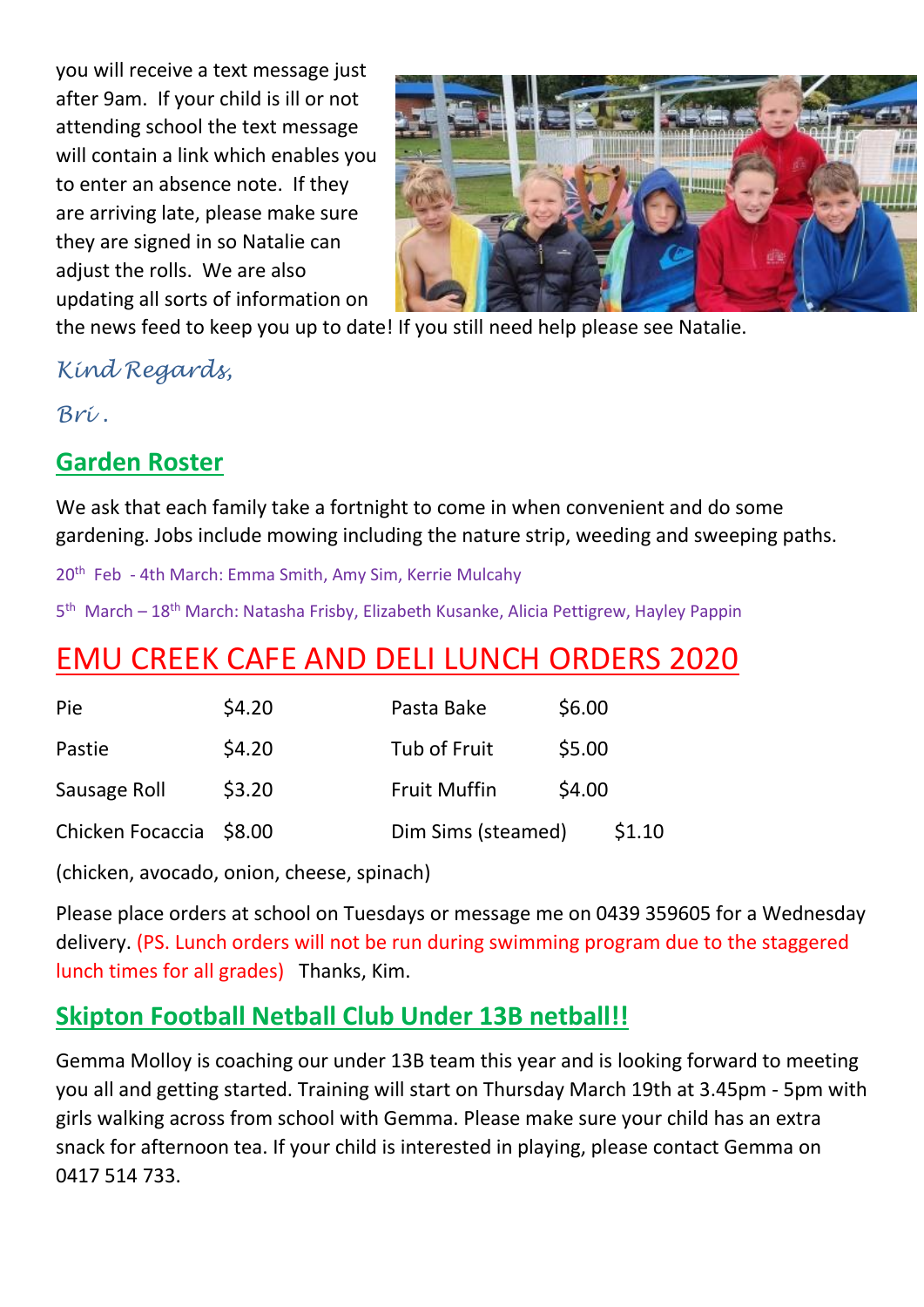you will receive a text message just after 9am. If your child is ill or not attending school the text message will contain a link which enables you to enter an absence note. If they are arriving late, please make sure they are signed in so Natalie can adjust the rolls. We are also updating all sorts of information on the news feed to keep you up to date! If you still need help please see Natalie.

*Kind Regards,*

*Bri .*

## Garden Roster

We ask that each family take a fortnight to come in when convenient and do some gardening. Jobs include mowing including the nature strip, weeding and sweeping paths.

20th Feb - 4th March: Emma Smith, Amy Sim, Kerrie Mulcahy

5th March – 18th March: Natasha Frisby, Elizabeth Kusanke, Alicia Pettigrew, Hayley Pappin

# EMU CREEK CAFE AND DELI LUNCH ORDERS 2020

| | | | |
|---|---|---|---|
| Pie | $4.20 | Pasta Bake | $6.00 |
| Pastie | $4.20 | Tub of Fruit | $5.00 |
| Sausage Roll | $3.20 | Fruit Muffin | $4.00 |
| Chicken Focaccia | $8.00 | Dim Sims (steamed) | $1.10 |

(chicken, avocado, onion, cheese, spinach)

Please place orders at school on Tuesdays or message me on 0439 359605 for a Wednesday delivery. (PS. Lunch orders will not be run during swimming program due to the staggered lunch times for all grades) Thanks, Kim.

## Skipton Football Netball Club Under 13B netball!!

Gemma Molloy is coaching our under 13B team this year and is looking forward to meeting you all and getting started. Training will start on Thursday March 19th at 3.45pm - 5pm with girls walking across from school with Gemma. Please make sure your child has an extra snack for afternoon tea. If your child is interested in playing, please contact Gemma on 0417 514 733.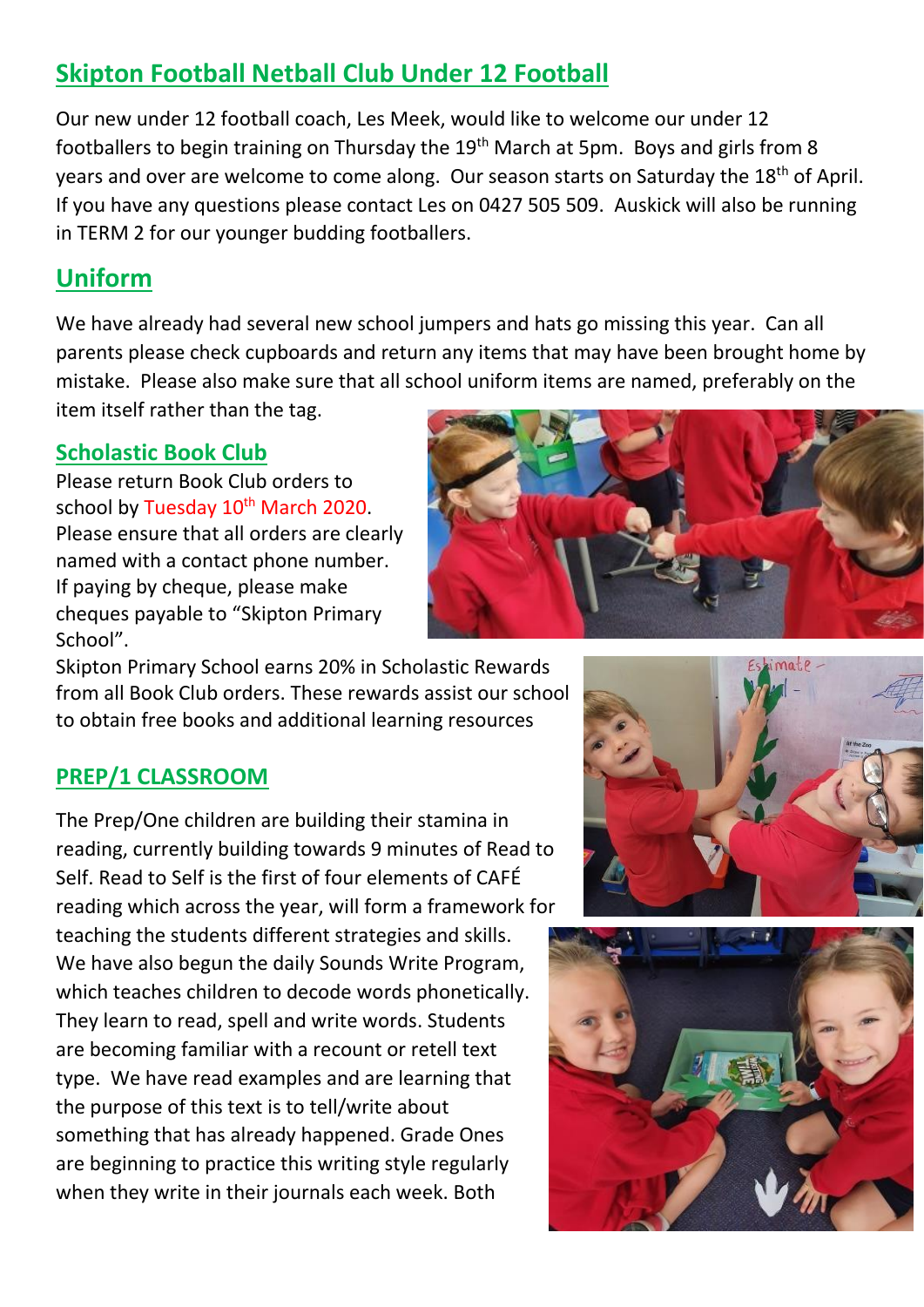## Skipton Football Netball Club Under 12 Football

Our new under 12 football coach, Les Meek, would like to welcome our under 12 footballers to begin training on Thursday the 19th March at 5pm. Boys and girls from 8 years and over are welcome to come along. Our season starts on Saturday the 18th of April. If you have any questions please contact Les on 0427 505 509. Auskick will also be running in TERM 2 for our younger budding footballers.

## Uniform

We have already had several new school jumpers and hats go missing this year. Can all parents please check cupboards and return any items that may have been brought home by mistake. Please also make sure that all school uniform items are named, preferably on the item itself rather than the tag.

### Scholastic Book Club

Please return Book Club orders to school by Tuesday 10th March 2020. Please ensure that all orders are clearly named with a contact phone number. If paying by cheque, please make cheques payable to "Skipton Primary School".

Skipton Primary School earns 20% in Scholastic Rewards from all Book Club orders. These rewards assist our school to obtain free books and additional learning resources

## PREP/1 CLASSROOM

The Prep/One children are building their stamina in reading, currently building towards 9 minutes of Read to Self. Read to Self is the first of four elements of CAFÉ reading which across the year, will form a framework for teaching the students different strategies and skills. We have also begun the daily Sounds Write Program, which teaches children to decode words phonetically. They learn to read, spell and write words. Students are becoming familiar with a recount or retell text type. We have read examples and are learning that the purpose of this text is to tell/write about something that has already happened. Grade Ones are beginning to practice this writing style regularly when they write in their journals each week. Both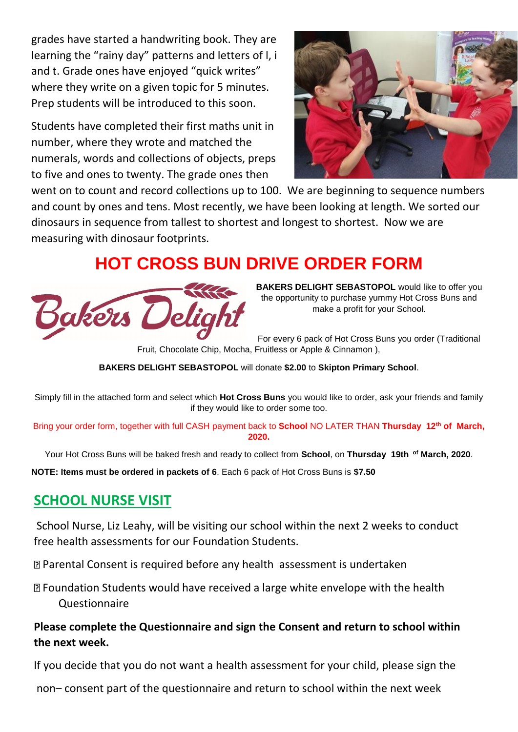grades have started a handwriting book. They are learning the "rainy day" patterns and letters of l, i and t. Grade ones have enjoyed "quick writes" where they write on a given topic for 5 minutes. Prep students will be introduced to this soon.

Students have completed their first maths unit in number, where they wrote and matched the numerals, words and collections of objects, preps to five and ones to twenty. The grade ones then went on to count and record collections up to 100. We are beginning to sequence numbers and count by ones and tens. Most recently, we have been looking at length. We sorted our dinosaurs in sequence from tallest to shortest and longest to shortest. Now we are measuring with dinosaur footprints.

# HOT CROSS BUN DRIVE ORDER FORM

Bakers Delight

**BAKERS DELIGHT SEBASTOPOL** would like to offer you the opportunity to purchase yummy Hot Cross Buns and make a profit for your School.

For every 6 pack of Hot Cross Buns you order (Traditional Fruit, Chocolate Chip, Mocha, Fruitless or Apple & Cinnamon ),

**BAKERS DELIGHT SEBASTOPOL** will donate **$2.00** to **Skipton Primary School**.

Simply fill in the attached form and select which **Hot Cross Buns** you would like to order, ask your friends and family if they would like to order some too.

Bring your order form, together with full CASH payment back to **School** NO LATER THAN **Thursday 12th of March, 2020.**

Your Hot Cross Buns will be baked fresh and ready to collect from **School**, on **Thursday 19th of March, 2020**.

**NOTE: Items must be ordered in packets of 6**. Each 6 pack of Hot Cross Buns is **$7.50**

## SCHOOL NURSE VISIT

School Nurse, Liz Leahy, will be visiting our school within the next 2 weeks to conduct free health assessments for our Foundation Students.

- Parental Consent is required before any health assessment is undertaken
- Foundation Students would have received a large white envelope with the health Questionnaire

**Please complete the Questionnaire and sign the Consent and return to school within the next week.**

If you decide that you do not want a health assessment for your child, please sign the non– consent part of the questionnaire and return to school within the next week